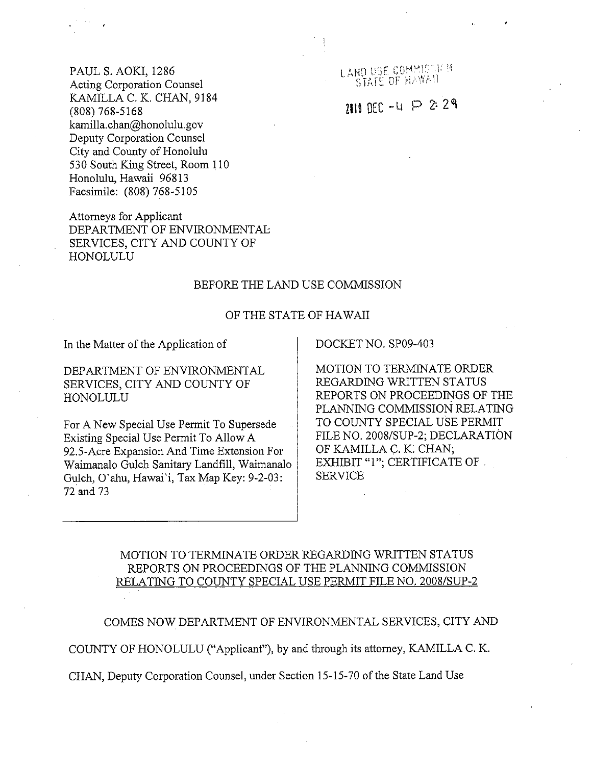PAUL S. AOKI, 1286
Acting Corporation Counsel
KAMILLA C. K. CHAN, 9184
(808) 768-5168
kamilla.chan@honolulu.gov
Deputy Corporation Counsel
City and County of Honolulu
530 South King Street, Room 110
Honolulu, Hawaii 96813
Facsimile: (808) 768-5105

LAND USE COMMISSION
STATE OF HAWAII

2019 DEC -4 P 2:29

Attorneys for Applicant
DEPARTMENT OF ENVIRONMENTAL SERVICES, CITY AND COUNTY OF HONOLULU

BEFORE THE LAND USE COMMISSION

OF THE STATE OF HAWAII

| In the Matter of the Application of<br><br>DEPARTMENT OF ENVIRONMENTAL SERVICES, CITY AND COUNTY OF HONOLULU<br><br>For A New Special Use Permit To Supersede Existing Special Use Permit To Allow A 92.5-Acre Expansion And Time Extension For Waimanalo Gulch Sanitary Landfill, Waimanalo Gulch, O`ahu, Hawai`i, Tax Map Key: 9-2-03: 72 and 73 | DOCKET NO. SP09-403<br><br>MOTION TO TERMINATE ORDER REGARDING WRITTEN STATUS REPORTS ON PROCEEDINGS OF THE PLANNING COMMISSION RELATING TO COUNTY SPECIAL USE PERMIT FILE NO. 2008/SUP-2; DECLARATION OF KAMILLA C. K. CHAN; EXHIBIT "1"; CERTIFICATE OF SERVICE |
|---|---|

MOTION TO TERMINATE ORDER REGARDING WRITTEN STATUS REPORTS ON PROCEEDINGS OF THE PLANNING COMMISSION RELATING TO COUNTY SPECIAL USE PERMIT FILE NO. 2008/SUP-2

COMES NOW DEPARTMENT OF ENVIRONMENTAL SERVICES, CITY AND COUNTY OF HONOLULU ("Applicant"), by and through its attorney, KAMILLA C. K. CHAN, Deputy Corporation Counsel, under Section 15-15-70 of the State Land Use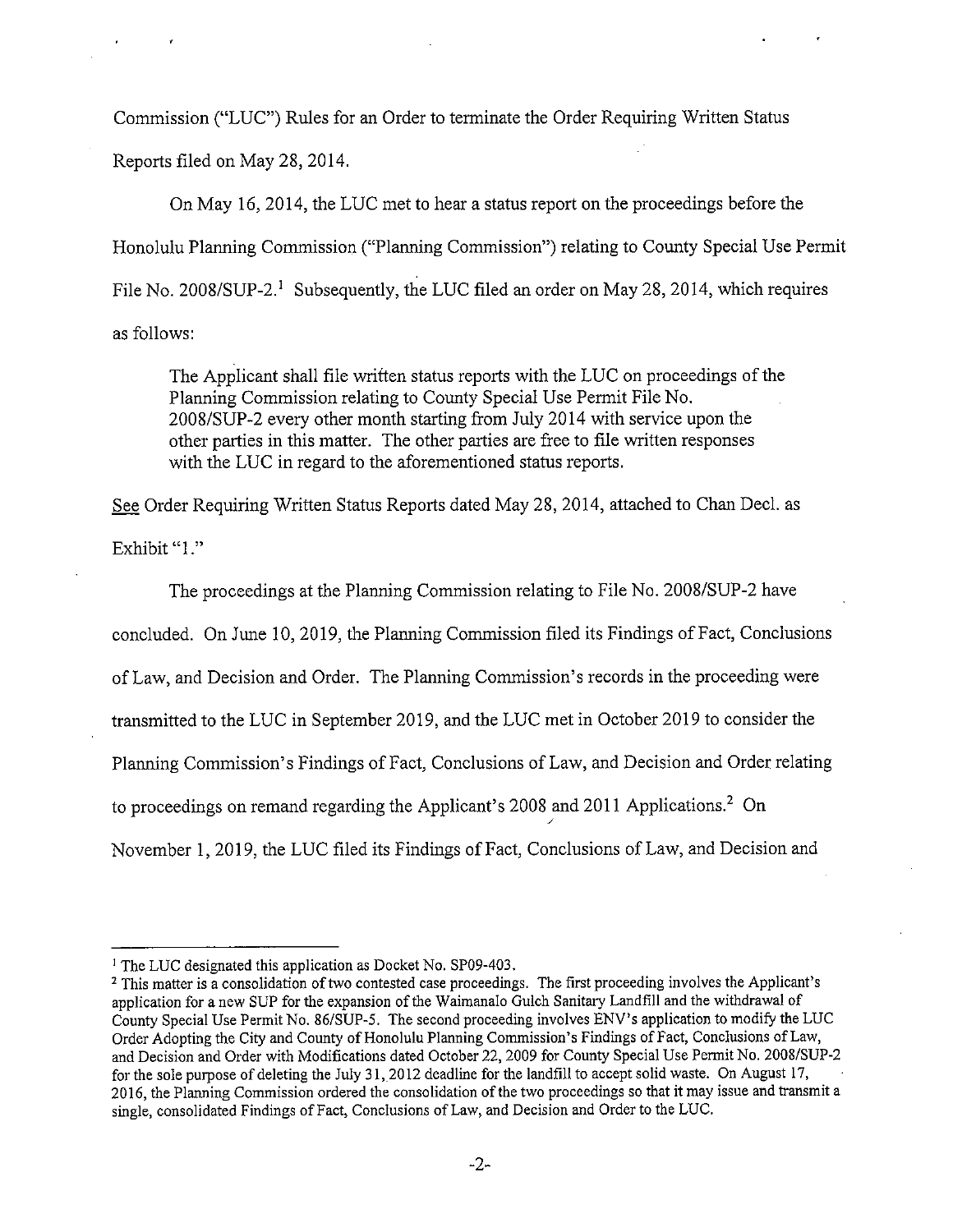Commission ("LUC") Rules for an Order to terminate the Order Requiring Written Status Reports filed on May 28, 2014.

On May 16, 2014, the LUC met to hear a status report on the proceedings before the Honolulu Planning Commission ("Planning Commission") relating to County Special Use Permit File No. 2008/SUP-2.[1] Subsequently, the LUC filed an order on May 28, 2014, which requires as follows:

> The Applicant shall file written status reports with the LUC on proceedings of the Planning Commission relating to County Special Use Permit File No. 2008/SUP-2 every other month starting from July 2014 with service upon the other parties in this matter. The other parties are free to file written responses with the LUC in regard to the aforementioned status reports.

See Order Requiring Written Status Reports dated May 28, 2014, attached to Chan Decl. as Exhibit "1."

The proceedings at the Planning Commission relating to File No. 2008/SUP-2 have concluded. On June 10, 2019, the Planning Commission filed its Findings of Fact, Conclusions of Law, and Decision and Order. The Planning Commission's records in the proceeding were transmitted to the LUC in September 2019, and the LUC met in October 2019 to consider the Planning Commission's Findings of Fact, Conclusions of Law, and Decision and Order relating to proceedings on remand regarding the Applicant's 2008 and 2011 Applications.[2] On November 1, 2019, the LUC filed its Findings of Fact, Conclusions of Law, and Decision and

---

[1] The LUC designated this application as Docket No. SP09-403.

[2] This matter is a consolidation of two contested case proceedings. The first proceeding involves the Applicant's application for a new SUP for the expansion of the Waimanalo Gulch Sanitary Landfill and the withdrawal of County Special Use Permit No. 86/SUP-5. The second proceeding involves ENV's application to modify the LUC Order Adopting the City and County of Honolulu Planning Commission's Findings of Fact, Conclusions of Law, and Decision and Order with Modifications dated October 22, 2009 for County Special Use Permit No. 2008/SUP-2 for the sole purpose of deleting the July 31, 2012 deadline for the landfill to accept solid waste. On August 17, 2016, the Planning Commission ordered the consolidation of the two proceedings so that it may issue and transmit a single, consolidated Findings of Fact, Conclusions of Law, and Decision and Order to the LUC.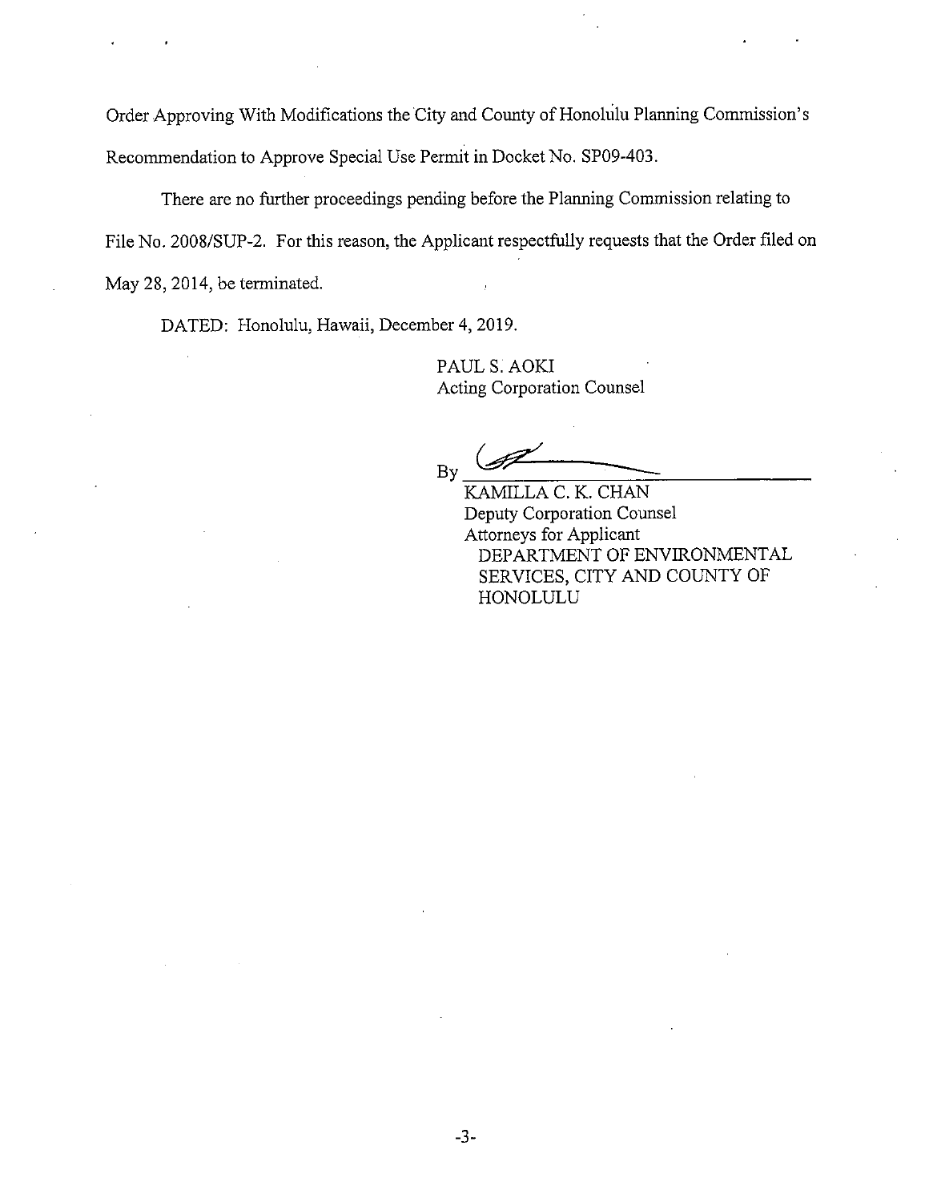Order Approving With Modifications the City and County of Honolulu Planning Commission's Recommendation to Approve Special Use Permit in Docket No. SP09-403.

There are no further proceedings pending before the Planning Commission relating to File No. 2008/SUP-2. For this reason, the Applicant respectfully requests that the Order filed on May 28, 2014, be terminated.

DATED: Honolulu, Hawaii, December 4, 2019.

PAUL S. AOKI
Acting Corporation Counsel

By ______________________________
KAMILLA C. K. CHAN
Deputy Corporation Counsel
Attorneys for Applicant
DEPARTMENT OF ENVIRONMENTAL SERVICES, CITY AND COUNTY OF HONOLULU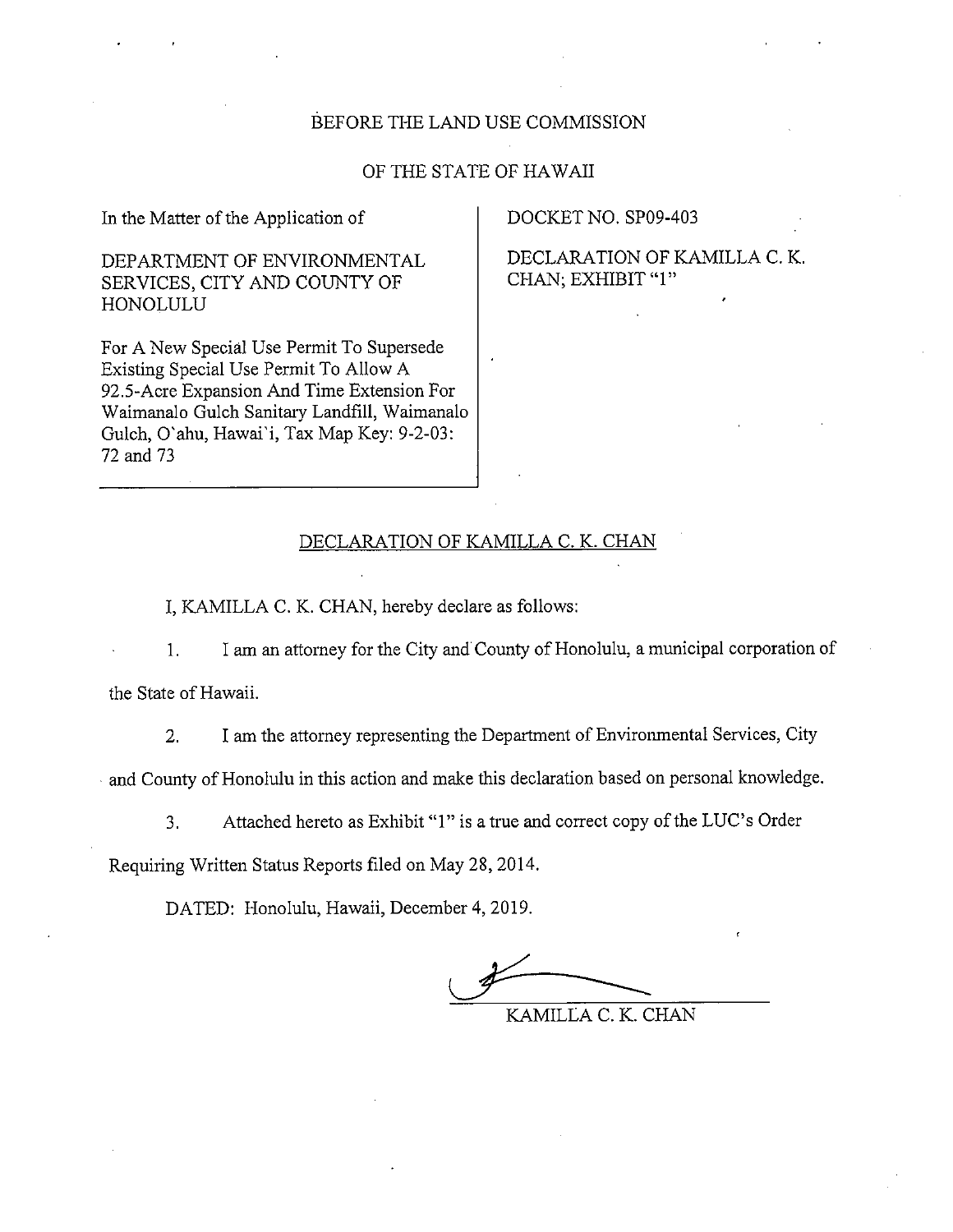BEFORE THE LAND USE COMMISSION

OF THE STATE OF HAWAII

| In the Matter of the Application of<br><br>DEPARTMENT OF ENVIRONMENTAL SERVICES, CITY AND COUNTY OF HONOLULU<br><br>For A New Special Use Permit To Supersede Existing Special Use Permit To Allow A 92.5-Acre Expansion And Time Extension For Waimanalo Gulch Sanitary Landfill, Waimanalo Gulch, O`ahu, Hawai`i, Tax Map Key: 9-2-03: 72 and 73 | DOCKET NO. SP09-403<br><br>DECLARATION OF KAMILLA C. K. CHAN; EXHIBIT "1" |
|---|---|

## DECLARATION OF KAMILLA C. K. CHAN

I, KAMILLA C. K. CHAN, hereby declare as follows:

1. I am an attorney for the City and County of Honolulu, a municipal corporation of the State of Hawaii.

2. I am the attorney representing the Department of Environmental Services, City and County of Honolulu in this action and make this declaration based on personal knowledge.

3. Attached hereto as Exhibit "1" is a true and correct copy of the LUC's Order Requiring Written Status Reports filed on May 28, 2014.

DATED: Honolulu, Hawaii, December 4, 2019.

KAMILLA C. K. CHAN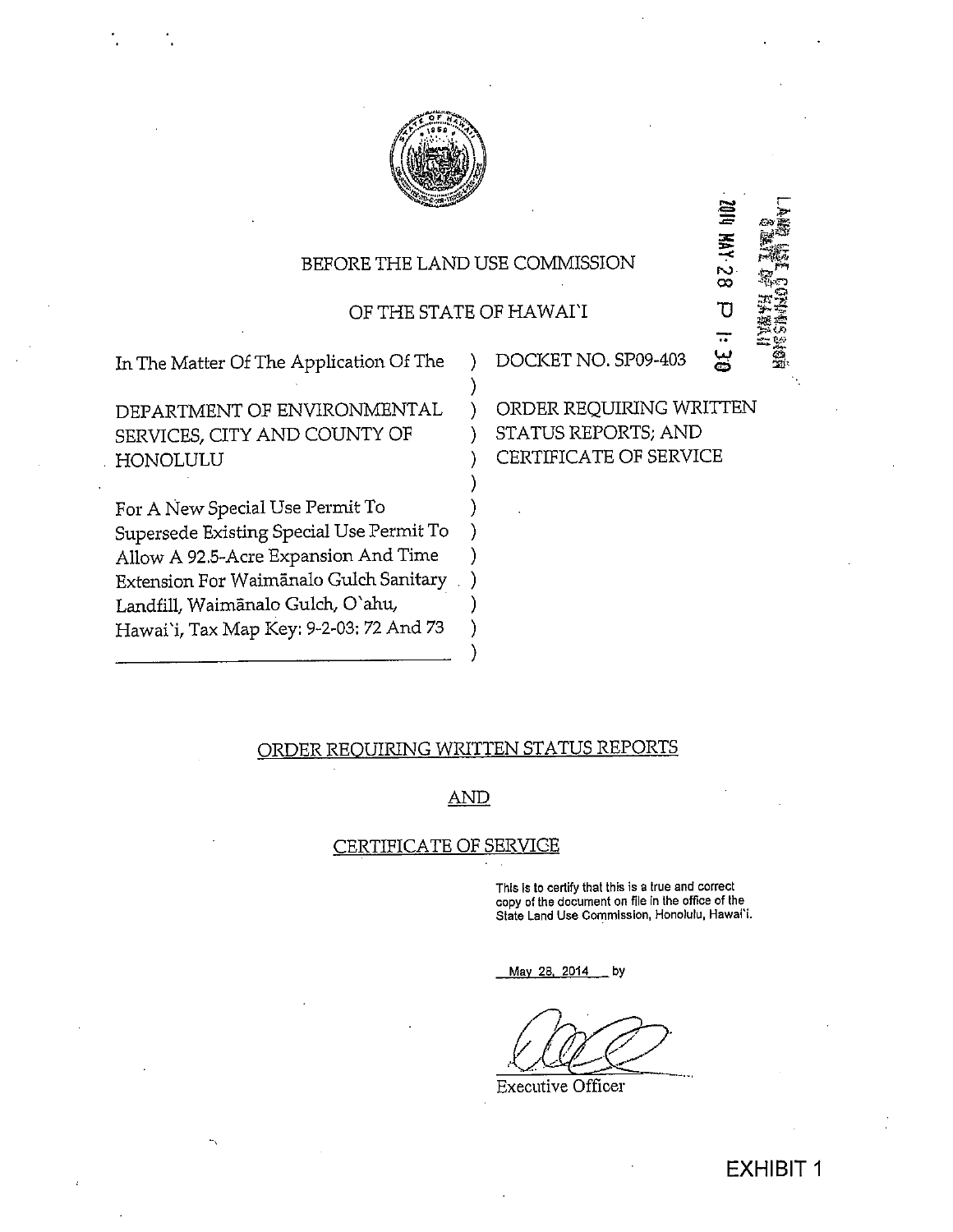BEFORE THE LAND USE COMMISSION

OF THE STATE OF HAWAI`I

2014 MAY 28 P 1:30

LAND USE COMMISSION
STATE OF HAWAII

| In The Matter Of The Application Of The | DOCKET NO. SP09-403 |
|---|---|
| DEPARTMENT OF ENVIRONMENTAL SERVICES, CITY AND COUNTY OF HONOLULU | ORDER REQUIRING WRITTEN STATUS REPORTS; AND CERTIFICATE OF SERVICE |
| For A New Special Use Permit To Supersede Existing Special Use Permit To Allow A 92.5-Acre Expansion And Time Extension For Waimānalo Gulch Sanitary Landfill, Waimānalo Gulch, O`ahu, Hawai`i, Tax Map Key: 9-2-03: 72 And 73 | |

## ORDER REQUIRING WRITTEN STATUS REPORTS

## AND

## CERTIFICATE OF SERVICE

This is to certify that this is a true and correct copy of the document on file in the office of the State Land Use Commission, Honolulu, Hawai`i.

May 28, 2014 by

Executive Officer

EXHIBIT 1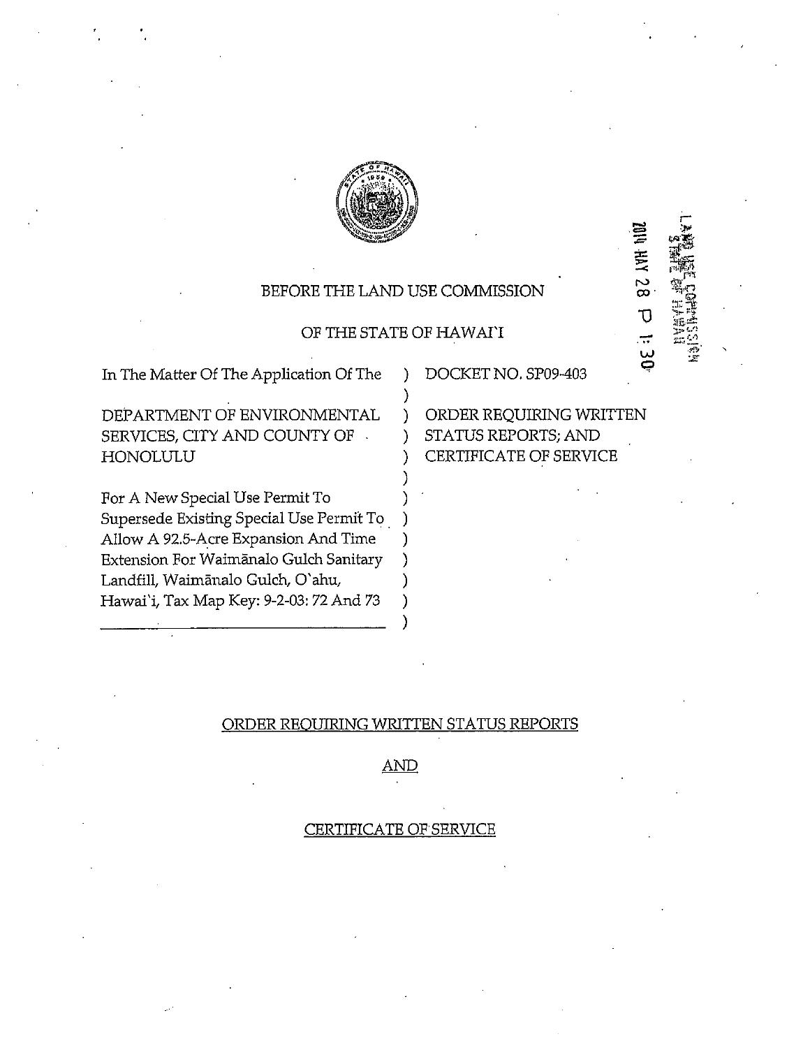LAND USE COMMISSION
STATE OF HAWAII

2014 MAY 28 P 1:30

BEFORE THE LAND USE COMMISSION

OF THE STATE OF HAWAI'I

| | |
|---|---|
| In The Matter Of The Application Of The<br><br>DEPARTMENT OF ENVIRONMENTAL SERVICES, CITY AND COUNTY OF HONOLULU<br><br>For A New Special Use Permit To Supersede Existing Special Use Permit To Allow A 92.5-Acre Expansion And Time Extension For Waimānalo Gulch Sanitary Landfill, Waimānalo Gulch, O'ahu, Hawai'i, Tax Map Key: 9-2-03: 72 And 73 | DOCKET NO. SP09-403<br><br>ORDER REQUIRING WRITTEN STATUS REPORTS; AND CERTIFICATE OF SERVICE |

ORDER REQUIRING WRITTEN STATUS REPORTS

AND

CERTIFICATE OF SERVICE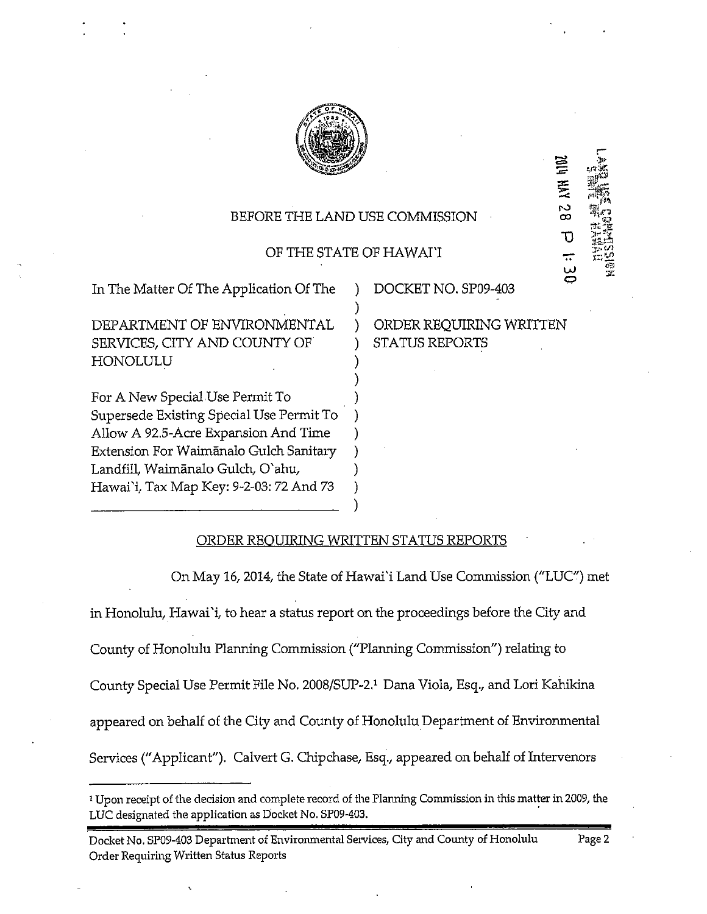BEFORE THE LAND USE COMMISSION

OF THE STATE OF HAWAI'I

| | | |
|---|---|---|
| In The Matter Of The Application Of The | ) | DOCKET NO. SP09-403 |
| | ) | |
| DEPARTMENT OF ENVIRONMENTAL SERVICES, CITY AND COUNTY OF HONOLULU | ) | ORDER REQUIRING WRITTEN STATUS REPORTS |
| | ) | |
| For A New Special Use Permit To Supersede Existing Special Use Permit To Allow A 92.5-Acre Expansion And Time Extension For Waimānalo Gulch Sanitary Landfill, Waimānalo Gulch, O'ahu, Hawai'i, Tax Map Key: 9-2-03: 72 And 73 | ) | |

LAND USE COMMISSION STATE OF HAWAII

2014 MAY 28 P 1:30

## ORDER REQUIRING WRITTEN STATUS REPORTS

On May 16, 2014, the State of Hawai'i Land Use Commission ("LUC") met in Honolulu, Hawai'i, to hear a status report on the proceedings before the City and County of Honolulu Planning Commission ("Planning Commission") relating to County Special Use Permit File No. 2008/SUP-2.[1] Dana Viola, Esq., and Lori Kahikina appeared on behalf of the City and County of Honolulu Department of Environmental Services ("Applicant"). Calvert G. Chipchase, Esq., appeared on behalf of Intervenors

[1] Upon receipt of the decision and complete record of the Planning Commission in this matter in 2009, the LUC designated the application as Docket No. SP09-403.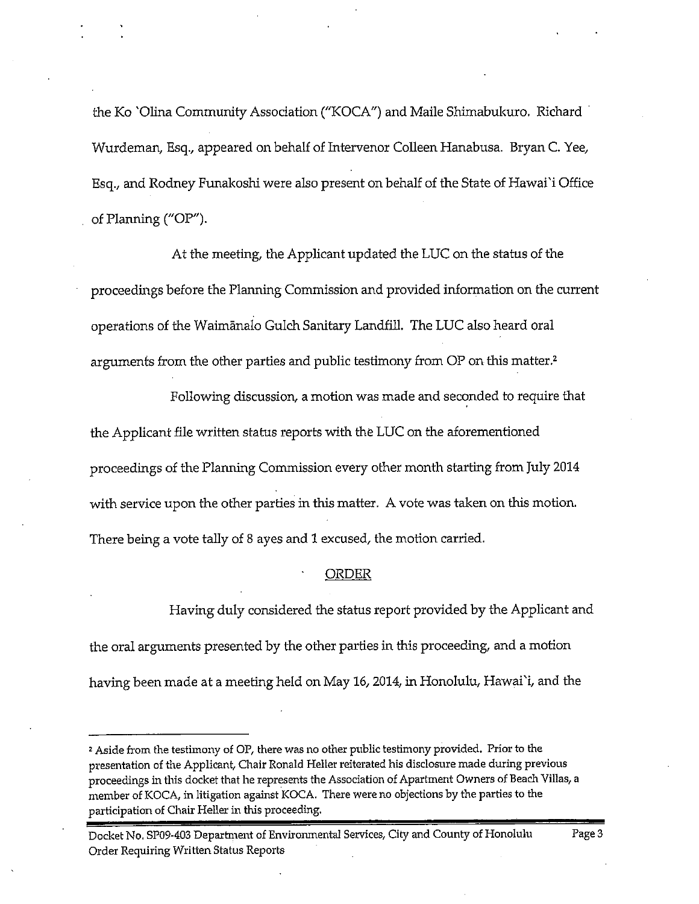the Ko `Olina Community Association ("KOCA") and Maile Shimabukuro. Richard Wurdeman, Esq., appeared on behalf of Intervenor Colleen Hanabusa. Bryan C. Yee, Esq., and Rodney Funakoshi were also present on behalf of the State of Hawai`i Office of Planning ("OP").

At the meeting, the Applicant updated the LUC on the status of the proceedings before the Planning Commission and provided information on the current operations of the Waimānalo Gulch Sanitary Landfill. The LUC also heard oral arguments from the other parties and public testimony from OP on this matter.[2]

Following discussion, a motion was made and seconded to require that the Applicant file written status reports with the LUC on the aforementioned proceedings of the Planning Commission every other month starting from July 2014 with service upon the other parties in this matter. A vote was taken on this motion. There being a vote tally of 8 ayes and 1 excused, the motion carried.

## ORDER

Having duly considered the status report provided by the Applicant and the oral arguments presented by the other parties in this proceeding, and a motion having been made at a meeting held on May 16, 2014, in Honolulu, Hawai`i, and the

[2] Aside from the testimony of OP, there was no other public testimony provided. Prior to the presentation of the Applicant, Chair Ronald Heller reiterated his disclosure made during previous proceedings in this docket that he represents the Association of Apartment Owners of Beach Villas, a member of KOCA, in litigation against KOCA. There were no objections by the parties to the participation of Chair Heller in this proceeding.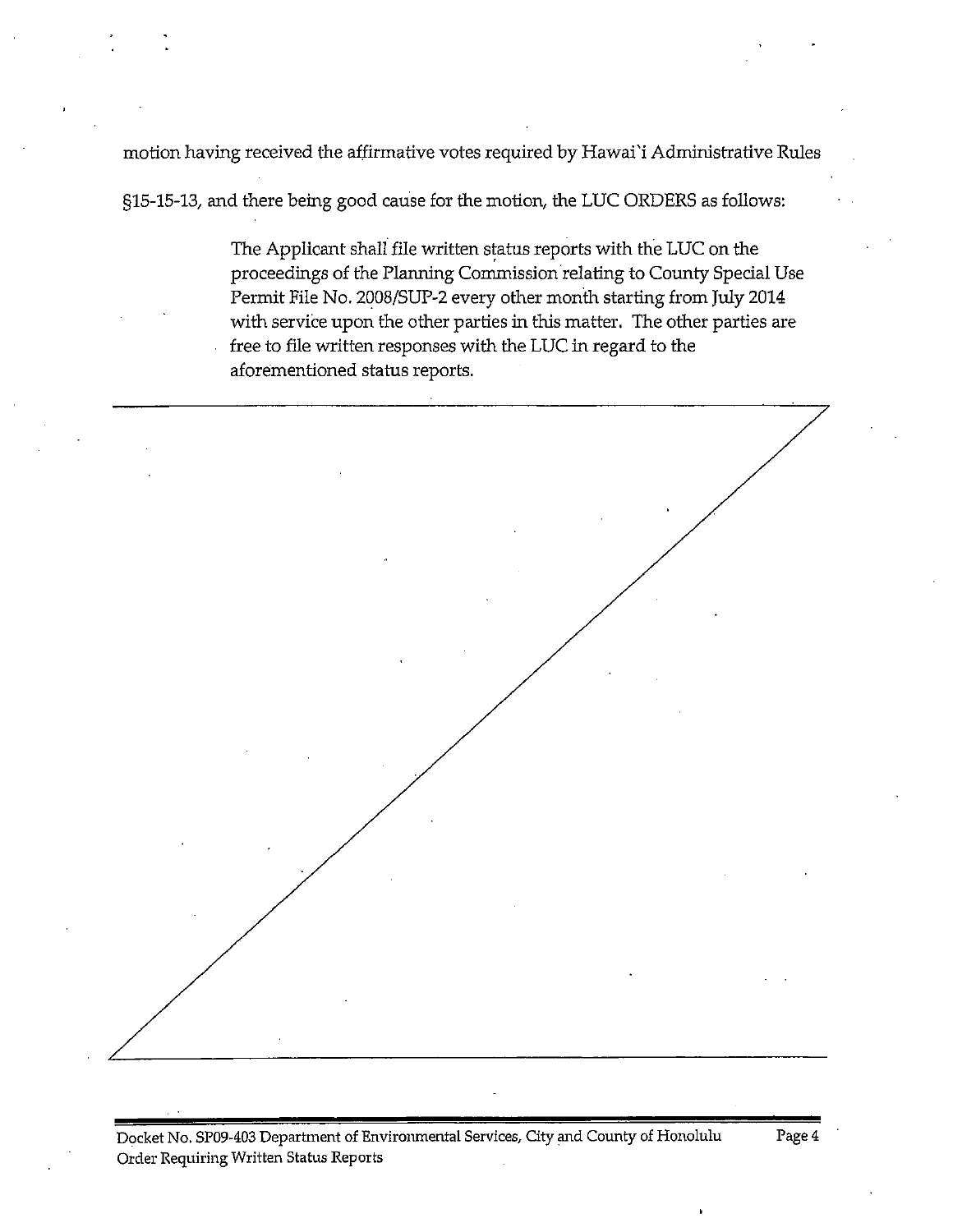motion having received the affirmative votes required by Hawai`i Administrative Rules §15-15-13, and there being good cause for the motion, the LUC ORDERS as follows:

> The Applicant shall file written status reports with the LUC on the proceedings of the Planning Commission relating to County Special Use Permit File No. 2008/SUP-2 every other month starting from July 2014 with service upon the other parties in this matter. The other parties are free to file written responses with the LUC in regard to the aforementioned status reports.

Docket No. SP09-403 Department of Environmental Services, City and County of Honolulu
Order Requiring Written Status Reports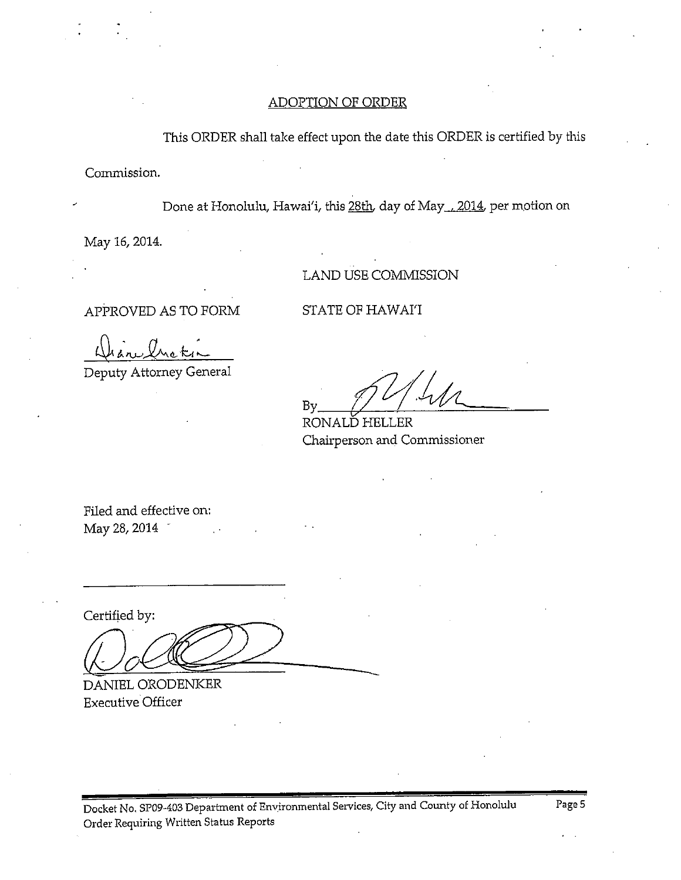## ADOPTION OF ORDER

This ORDER shall take effect upon the date this ORDER is certified by this Commission.

Done at Honolulu, Hawai'i, this 28th day of May , 2014, per motion on May 16, 2014.

LAND USE COMMISSION

APPROVED AS TO FORM

STATE OF HAWAI'I

Deputy Attorney General

By

RONALD HELLER
Chairperson and Commissioner

Filed and effective on:
May 28, 2014

Certified by:

DANIEL ORODENKER
Executive Officer

Docket No. SP09-403 Department of Environmental Services, City and County of Honolulu
Order Requiring Written Status Reports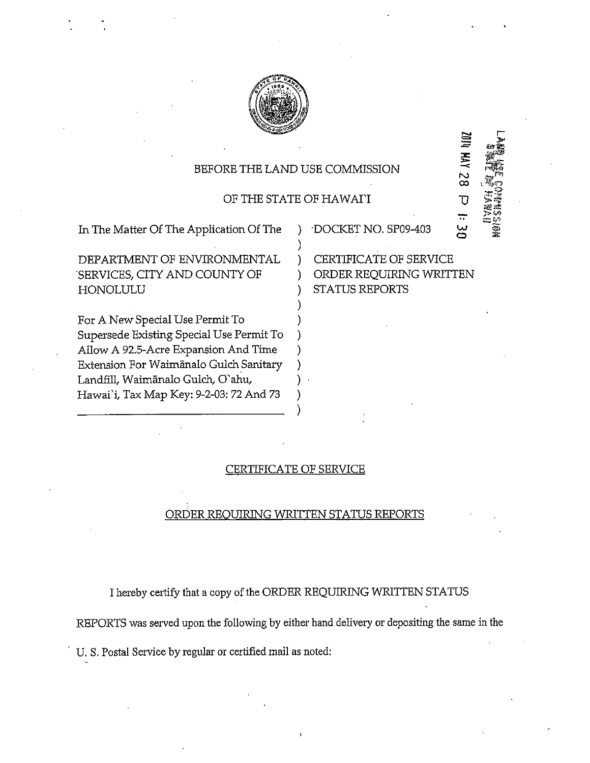BEFORE THE LAND USE COMMISSION

OF THE STATE OF HAWAI`I

2014 MAY 28 P 1:30

LAND USE COMMISSION STATE OF HAWAII

| In The Matter Of The Application Of The | ) | DOCKET NO. SP09-403 |
|---|---|---|
| DEPARTMENT OF ENVIRONMENTAL SERVICES, CITY AND COUNTY OF HONOLULU | ) | CERTIFICATE OF SERVICE ORDER REQUIRING WRITTEN STATUS REPORTS |
| For A New Special Use Permit To Supersede Existing Special Use Permit To Allow A 92.5-Acre Expansion And Time Extension For Waimānalo Gulch Sanitary Landfill, Waimānalo Gulch, O`ahu, Hawai`i, Tax Map Key: 9-2-03: 72 And 73 | ) | |

CERTIFICATE OF SERVICE

ORDER REQUIRING WRITTEN STATUS REPORTS

I hereby certify that a copy of the ORDER REQUIRING WRITTEN STATUS REPORTS was served upon the following by either hand delivery or depositing the same in the U. S. Postal Service by regular or certified mail as noted: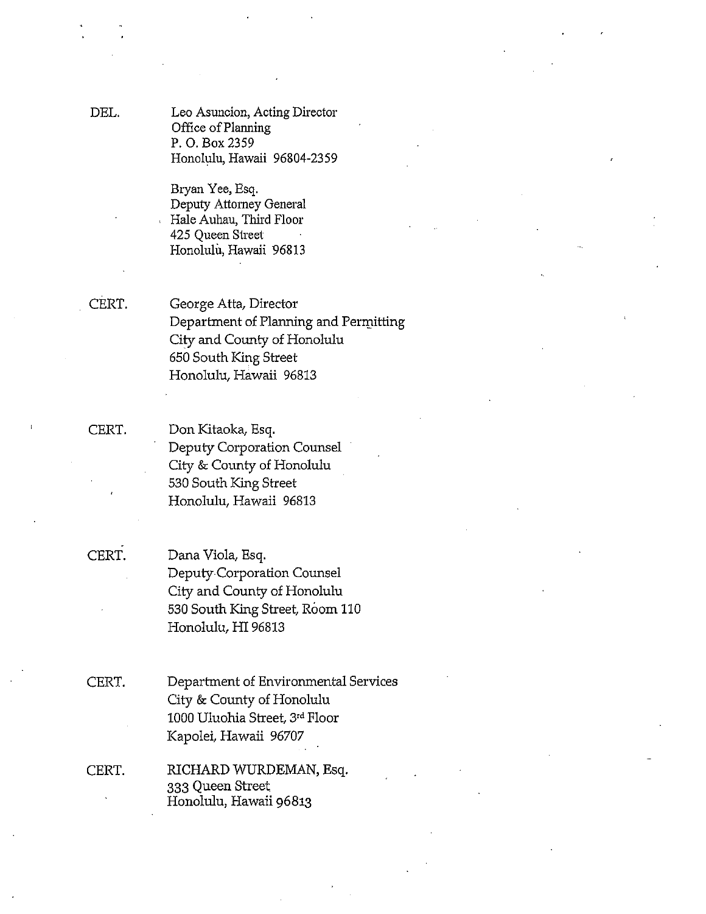DEL. Leo Asuncion, Acting Director
Office of Planning
P. O. Box 2359
Honolulu, Hawaii 96804-2359

Bryan Yee, Esq.
Deputy Attorney General
Hale Auhau, Third Floor
425 Queen Street
Honolulu, Hawaii 96813

CERT. George Atta, Director
Department of Planning and Permitting
City and County of Honolulu
650 South King Street
Honolulu, Hawaii 96813

CERT. Don Kitaoka, Esq.
Deputy Corporation Counsel
City & County of Honolulu
530 South King Street
Honolulu, Hawaii 96813

CERT. Dana Viola, Esq.
Deputy Corporation Counsel
City and County of Honolulu
530 South King Street, Room 110
Honolulu, HI 96813

CERT. Department of Environmental Services
City & County of Honolulu
1000 Uluohia Street, 3rd Floor
Kapolei, Hawaii 96707

CERT. RICHARD WURDEMAN, Esq.
333 Queen Street
Honolulu, Hawaii 96813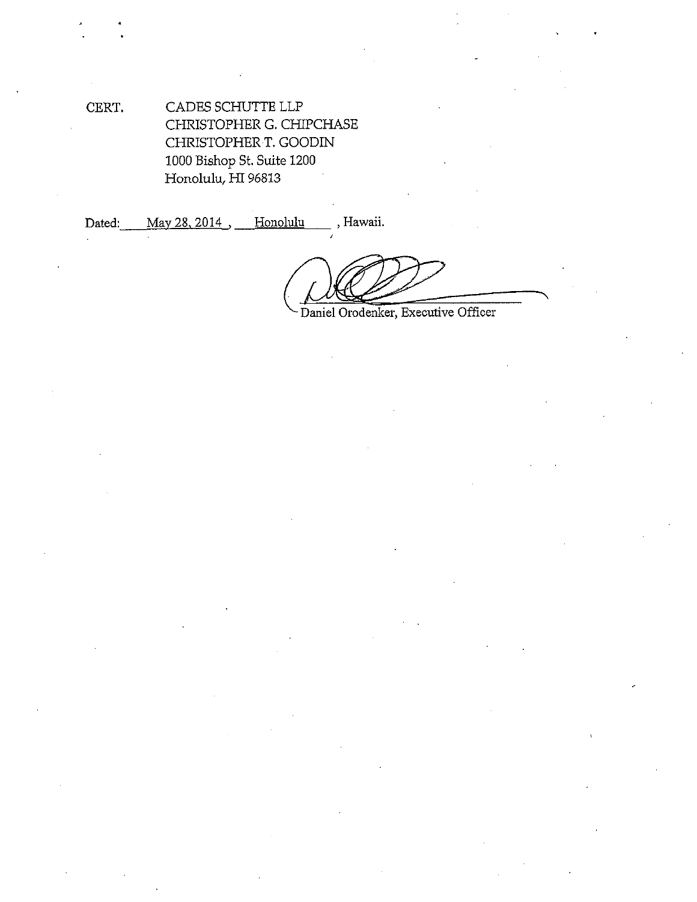CERT. CADES SCHUTTE LLP
CHRISTOPHER G. CHIPCHASE
CHRISTOPHER T. GOODIN
1000 Bishop St. Suite 1200
Honolulu, HI 96813

Dated: May 28, 2014 , Honolulu , Hawaii.

Daniel Orodenker, Executive Officer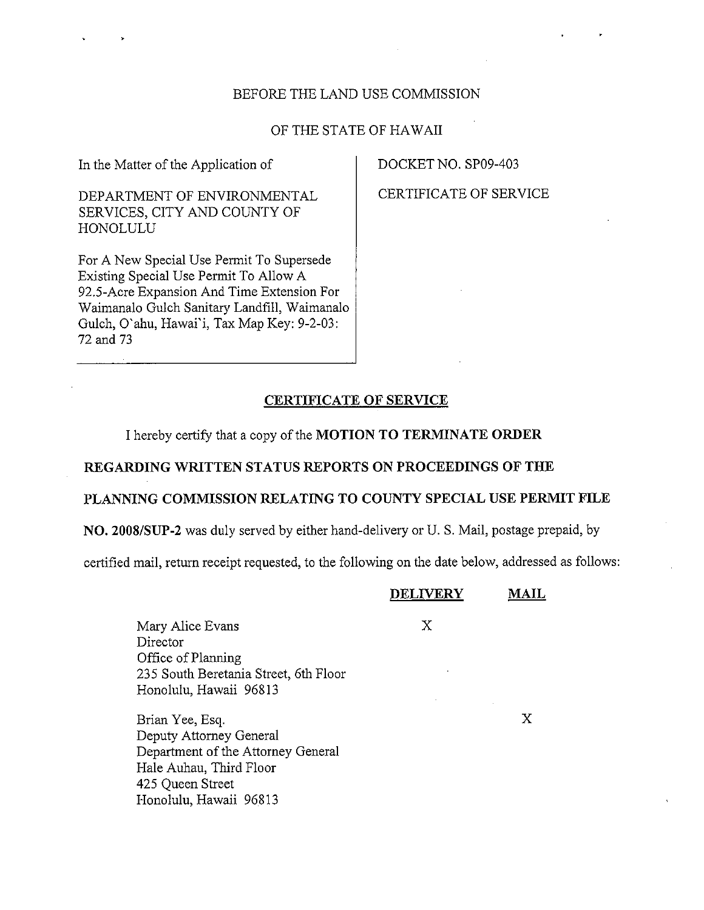BEFORE THE LAND USE COMMISSION

OF THE STATE OF HAWAII

| In the Matter of the Application of<br><br>DEPARTMENT OF ENVIRONMENTAL SERVICES, CITY AND COUNTY OF HONOLULU<br><br>For A New Special Use Permit To Supersede Existing Special Use Permit To Allow A 92.5-Acre Expansion And Time Extension For Waimanalo Gulch Sanitary Landfill, Waimanalo Gulch, O`ahu, Hawai`i, Tax Map Key: 9-2-03: 72 and 73 | DOCKET NO. SP09-403<br><br>CERTIFICATE OF SERVICE |
|---|---|

## CERTIFICATE OF SERVICE

I hereby certify that a copy of the **MOTION TO TERMINATE ORDER REGARDING WRITTEN STATUS REPORTS ON PROCEEDINGS OF THE PLANNING COMMISSION RELATING TO COUNTY SPECIAL USE PERMIT FILE NO. 2008/SUP-2** was duly served by either hand-delivery or U. S. Mail, postage prepaid, by certified mail, return receipt requested, to the following on the date below, addressed as follows:

| | DELIVERY | MAIL |
|---|---|---|
| Mary Alice Evans<br>Director<br>Office of Planning<br>235 South Beretania Street, 6th Floor<br>Honolulu, Hawaii 96813 | X | |
| Brian Yee, Esq.<br>Deputy Attorney General<br>Department of the Attorney General<br>Hale Auhau, Third Floor<br>425 Queen Street<br>Honolulu, Hawaii 96813 | | X |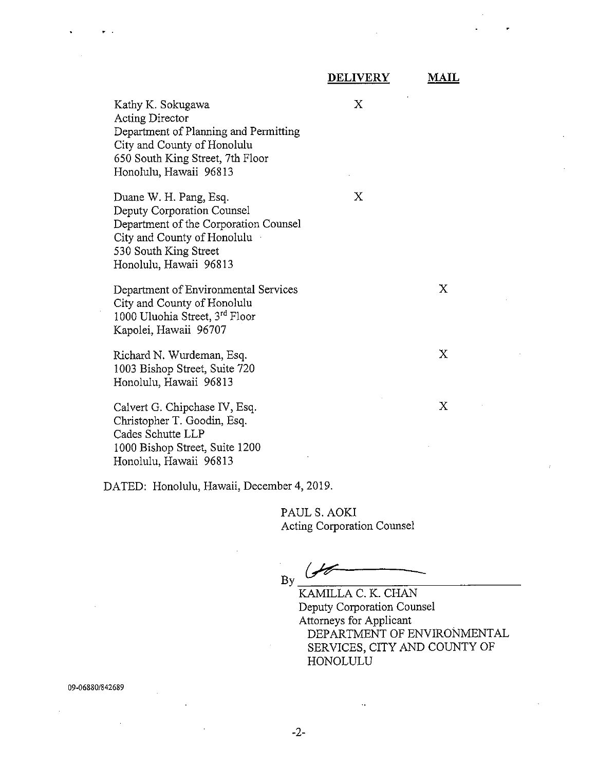| | DELIVERY | MAIL |
|---|---|---|
| Kathy K. Sokugawa<br>Acting Director<br>Department of Planning and Permitting<br>City and County of Honolulu<br>650 South King Street, 7th Floor<br>Honolulu, Hawaii 96813 | X | |
| Duane W. H. Pang, Esq.<br>Deputy Corporation Counsel<br>Department of the Corporation Counsel<br>City and County of Honolulu<br>530 South King Street<br>Honolulu, Hawaii 96813 | X | |
| Department of Environmental Services<br>City and County of Honolulu<br>1000 Uluohia Street, 3rd Floor<br>Kapolei, Hawaii 96707 | | X |
| Richard N. Wurdeman, Esq.<br>1003 Bishop Street, Suite 720<br>Honolulu, Hawaii 96813 | | X |
| Calvert G. Chipchase IV, Esq.<br>Christopher T. Goodin, Esq.<br>Cades Schutte LLP<br>1000 Bishop Street, Suite 1200<br>Honolulu, Hawaii 96813 | | X |

DATED: Honolulu, Hawaii, December 4, 2019.

PAUL S. AOKI
Acting Corporation Counsel

By ______________________________

KAMILLA C. K. CHAN
Deputy Corporation Counsel
Attorneys for Applicant
DEPARTMENT OF ENVIRONMENTAL SERVICES, CITY AND COUNTY OF HONOLULU

09-06880/842689